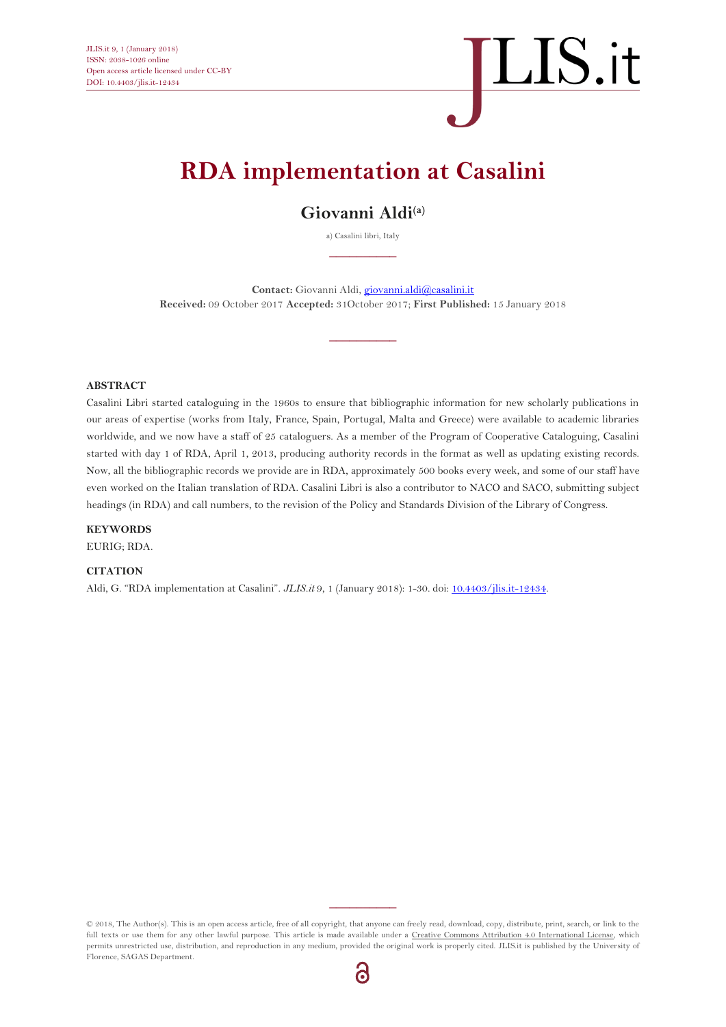# RDA implementation at Casalini

## Giovanni Aldi[(a)]

a) Casalini libri, Italy

**Contact:** Giovanni Aldi, giovanni.aldi@casalini.it
**Received:** 09 October 2017 **Accepted:** 31October 2017; **First Published:** 15 January 2018

### ABSTRACT

Casalini Libri started cataloguing in the 1960s to ensure that bibliographic information for new scholarly publications in our areas of expertise (works from Italy, France, Spain, Portugal, Malta and Greece) were available to academic libraries worldwide, and we now have a staff of 25 cataloguers. As a member of the Program of Cooperative Cataloguing, Casalini started with day 1 of RDA, April 1, 2013, producing authority records in the format as well as updating existing records. Now, all the bibliographic records we provide are in RDA, approximately 500 books every week, and some of our staff have even worked on the Italian translation of RDA. Casalini Libri is also a contributor to NACO and SACO, submitting subject headings (in RDA) and call numbers, to the revision of the Policy and Standards Division of the Library of Congress.

### KEYWORDS

EURIG; RDA.

### CITATION

Aldi, G. "RDA implementation at Casalini". *JLIS.it* 9, 1 (January 2018): 1-30. doi: 10.4403/jlis.it-12434.

© 2018, The Author(s). This is an open access article, free of all copyright, that anyone can freely read, download, copy, distribute, print, search, or link to the full texts or use them for any other lawful purpose. This article is made available under a Creative Commons Attribution 4.0 International License, which permits unrestricted use, distribution, and reproduction in any medium, provided the original work is properly cited. JLIS.it is published by the University of Florence, SAGAS Department.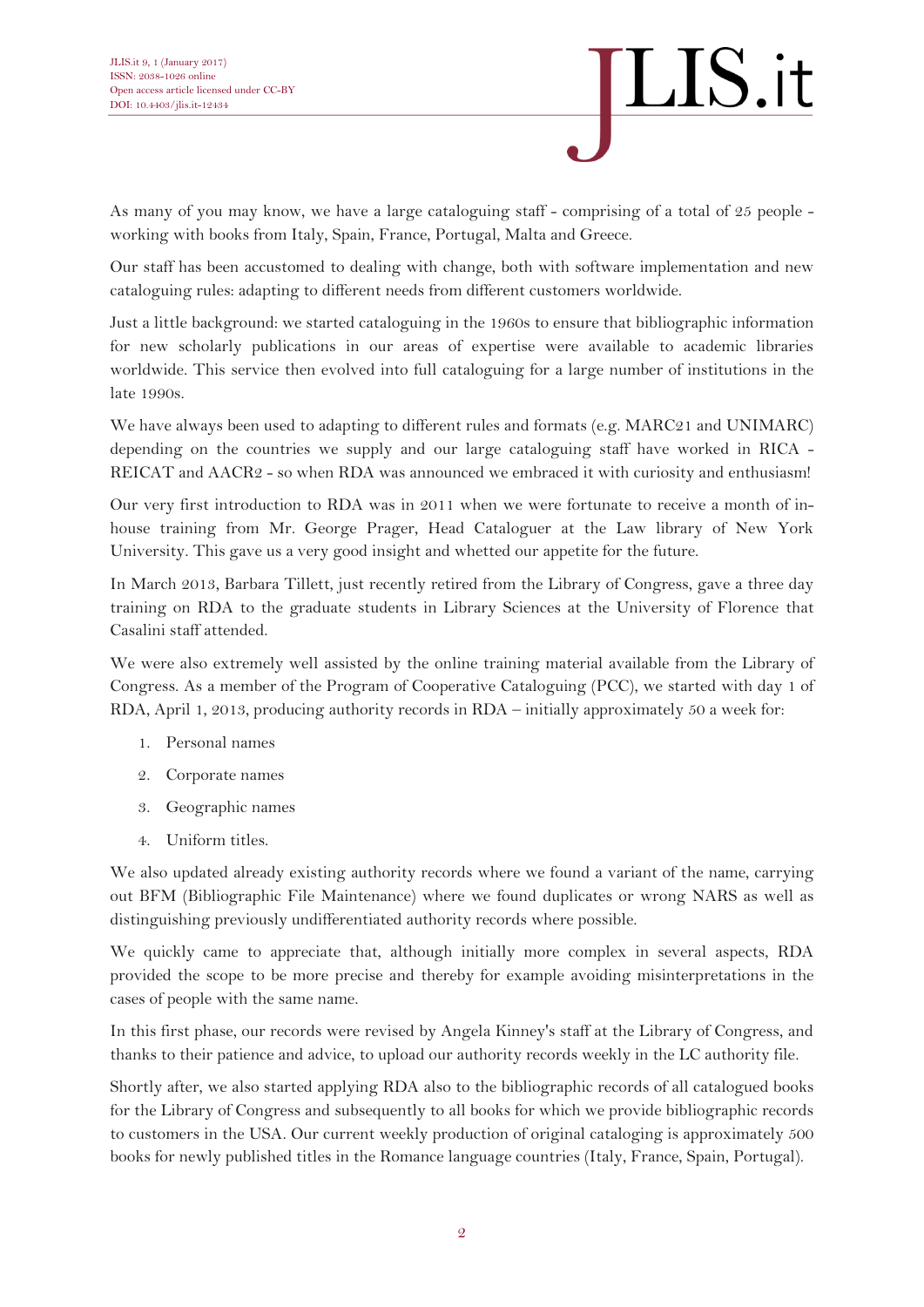As many of you may know, we have a large cataloguing staff - comprising of a total of 25 people - working with books from Italy, Spain, France, Portugal, Malta and Greece.

Our staff has been accustomed to dealing with change, both with software implementation and new cataloguing rules: adapting to different needs from different customers worldwide.

Just a little background: we started cataloguing in the 1960s to ensure that bibliographic information for new scholarly publications in our areas of expertise were available to academic libraries worldwide. This service then evolved into full cataloguing for a large number of institutions in the late 1990s.

We have always been used to adapting to different rules and formats (e.g. MARC21 and UNIMARC) depending on the countries we supply and our large cataloguing staff have worked in RICA - REICAT and AACR2 - so when RDA was announced we embraced it with curiosity and enthusiasm!

Our very first introduction to RDA was in 2011 when we were fortunate to receive a month of in-house training from Mr. George Prager, Head Cataloguer at the Law library of New York University. This gave us a very good insight and whetted our appetite for the future.

In March 2013, Barbara Tillett, just recently retired from the Library of Congress, gave a three day training on RDA to the graduate students in Library Sciences at the University of Florence that Casalini staff attended.

We were also extremely well assisted by the online training material available from the Library of Congress. As a member of the Program of Cooperative Cataloguing (PCC), we started with day 1 of RDA, April 1, 2013, producing authority records in RDA – initially approximately 50 a week for:

1. Personal names
2. Corporate names
3. Geographic names
4. Uniform titles.

We also updated already existing authority records where we found a variant of the name, carrying out BFM (Bibliographic File Maintenance) where we found duplicates or wrong NARS as well as distinguishing previously undifferentiated authority records where possible.

We quickly came to appreciate that, although initially more complex in several aspects, RDA provided the scope to be more precise and thereby for example avoiding misinterpretations in the cases of people with the same name.

In this first phase, our records were revised by Angela Kinney's staff at the Library of Congress, and thanks to their patience and advice, to upload our authority records weekly in the LC authority file.

Shortly after, we also started applying RDA also to the bibliographic records of all catalogued books for the Library of Congress and subsequently to all books for which we provide bibliographic records to customers in the USA. Our current weekly production of original cataloging is approximately 500 books for newly published titles in the Romance language countries (Italy, France, Spain, Portugal).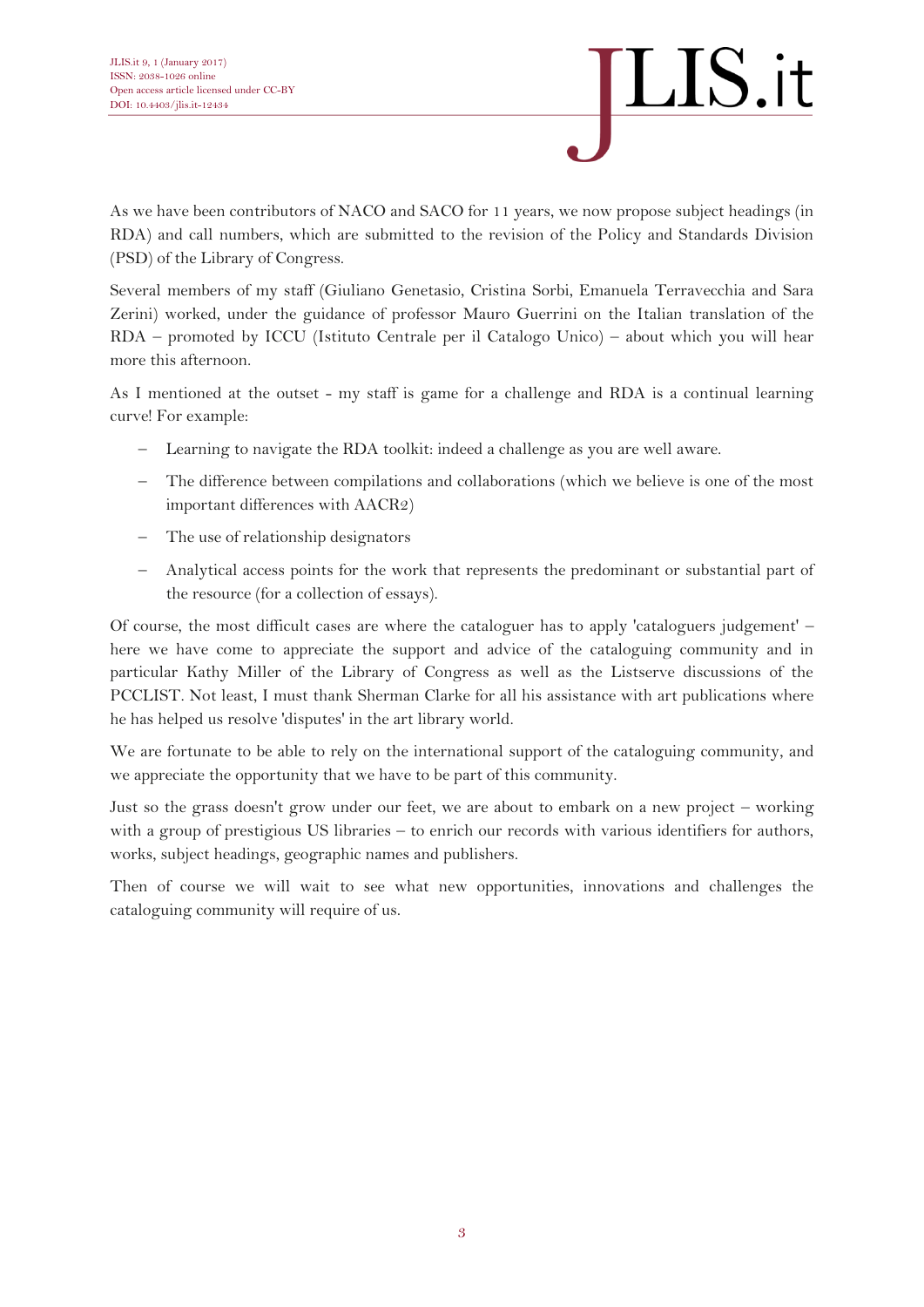As we have been contributors of NACO and SACO for 11 years, we now propose subject headings (in RDA) and call numbers, which are submitted to the revision of the Policy and Standards Division (PSD) of the Library of Congress.

Several members of my staff (Giuliano Genetasio, Cristina Sorbi, Emanuela Terravecchia and Sara Zerini) worked, under the guidance of professor Mauro Guerrini on the Italian translation of the RDA – promoted by ICCU (Istituto Centrale per il Catalogo Unico) – about which you will hear more this afternoon.

As I mentioned at the outset - my staff is game for a challenge and RDA is a continual learning curve! For example:

- Learning to navigate the RDA toolkit: indeed a challenge as you are well aware.
- The difference between compilations and collaborations (which we believe is one of the most important differences with AACR2)
- The use of relationship designators
- Analytical access points for the work that represents the predominant or substantial part of the resource (for a collection of essays).

Of course, the most difficult cases are where the cataloguer has to apply 'cataloguers judgement' – here we have come to appreciate the support and advice of the cataloguing community and in particular Kathy Miller of the Library of Congress as well as the Listserve discussions of the PCCLIST. Not least, I must thank Sherman Clarke for all his assistance with art publications where he has helped us resolve 'disputes' in the art library world.

We are fortunate to be able to rely on the international support of the cataloguing community, and we appreciate the opportunity that we have to be part of this community.

Just so the grass doesn't grow under our feet, we are about to embark on a new project – working with a group of prestigious US libraries – to enrich our records with various identifiers for authors, works, subject headings, geographic names and publishers.

Then of course we will wait to see what new opportunities, innovations and challenges the cataloguing community will require of us.